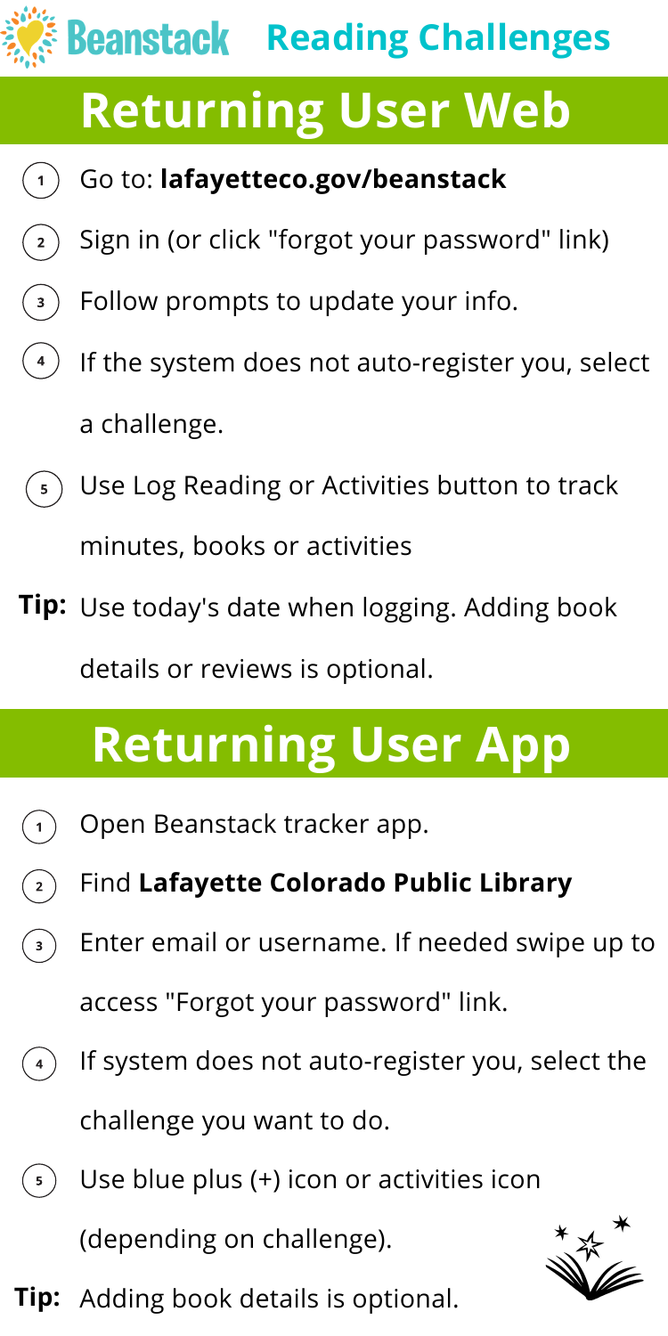**Beanstack** Reading Challenges

# Returning User Web

1. Go to: **lafayetteco.gov/beanstack**
2. Sign in (or click "forgot your password" link)
3. Follow prompts to update your info.
4. If the system does not auto-register you, select a challenge.
5. Use Log Reading or Activities button to track minutes, books or activities

**Tip:** Use today's date when logging. Adding book details or reviews is optional.

# Returning User App

1. Open Beanstack tracker app.
2. Find **Lafayette Colorado Public Library**
3. Enter email or username. If needed swipe up to access "Forgot your password" link.
4. If system does not auto-register you, select the challenge you want to do.
5. Use blue plus (+) icon or activities icon (depending on challenge).

**Tip:** Adding book details is optional.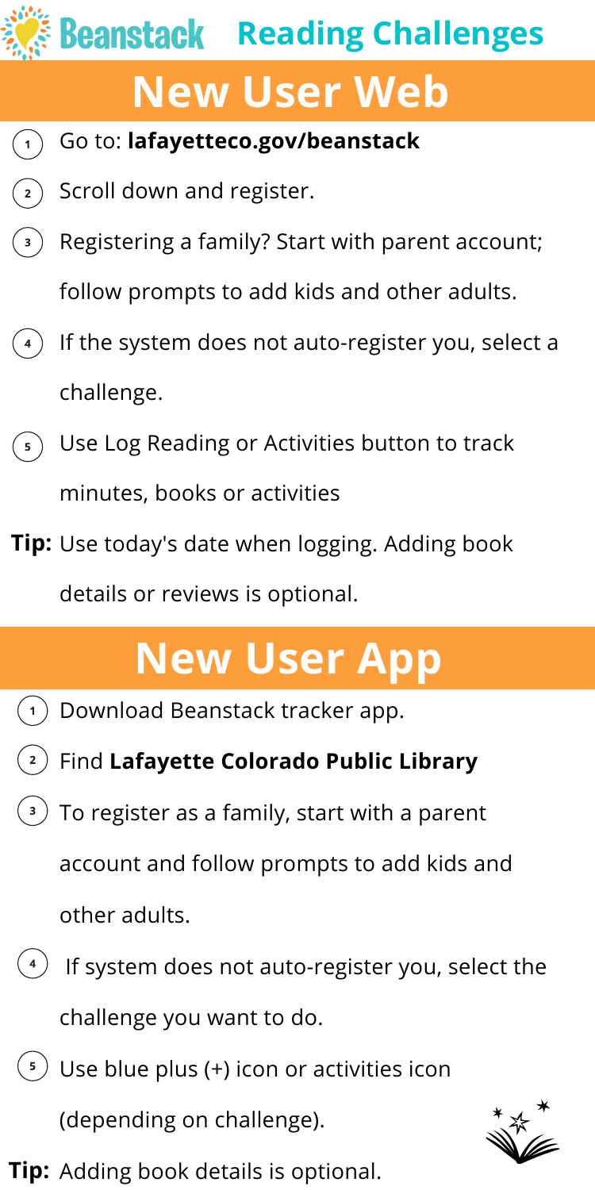# Beanstack Reading Challenges

## New User Web

1. Go to: **lafayetteco.gov/beanstack**
2. Scroll down and register.
3. Registering a family? Start with parent account; follow prompts to add kids and other adults.
4. If the system does not auto-register you, select a challenge.
5. Use Log Reading or Activities button to track minutes, books or activities

**Tip:** Use today's date when logging. Adding book details or reviews is optional.

## New User App

1. Download Beanstack tracker app.
2. Find **Lafayette Colorado Public Library**
3. To register as a family, start with a parent account and follow prompts to add kids and other adults.
4. If system does not auto-register you, select the challenge you want to do.
5. Use blue plus (+) icon or activities icon (depending on challenge).

**Tip:** Adding book details is optional.